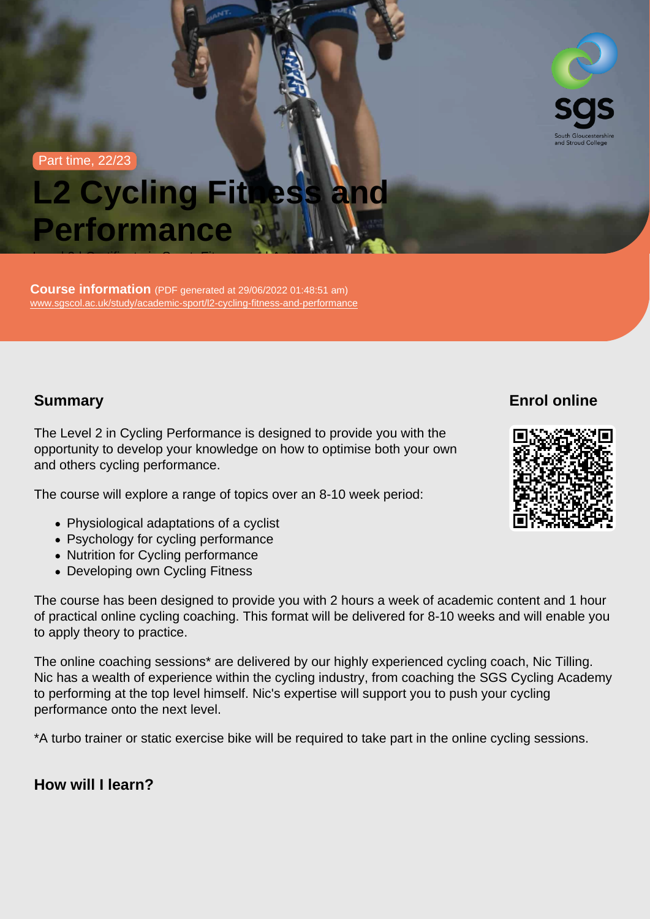Part time, 22/23

# L2 Cycling Fitness and Performance

Level 2 Certificate in Sport, Fitness and Active Leisure

**Course information** (PDF generated at 29/06/2022 01:48:51 am)
www.sgscol.ac.uk/study/academic-sport/l2-cycling-fitness-and-performance

## Summary

The Level 2 in Cycling Performance is designed to provide you with the opportunity to develop your knowledge on how to optimise both your own and others cycling performance.

The course will explore a range of topics over an 8-10 week period:

- Physiological adaptations of a cyclist
- Psychology for cycling performance
- Nutrition for Cycling performance
- Developing own Cycling Fitness

The course has been designed to provide you with 2 hours a week of academic content and 1 hour of practical online cycling coaching. This format will be delivered for 8-10 weeks and will enable you to apply theory to practice.

The online coaching sessions* are delivered by our highly experienced cycling coach, Nic Tilling. Nic has a wealth of experience within the cycling industry, from coaching the SGS Cycling Academy to performing at the top level himself. Nic's expertise will support you to push your cycling performance onto the next level.

*A turbo trainer or static exercise bike will be required to take part in the online cycling sessions.

## Enrol online

## How will I learn?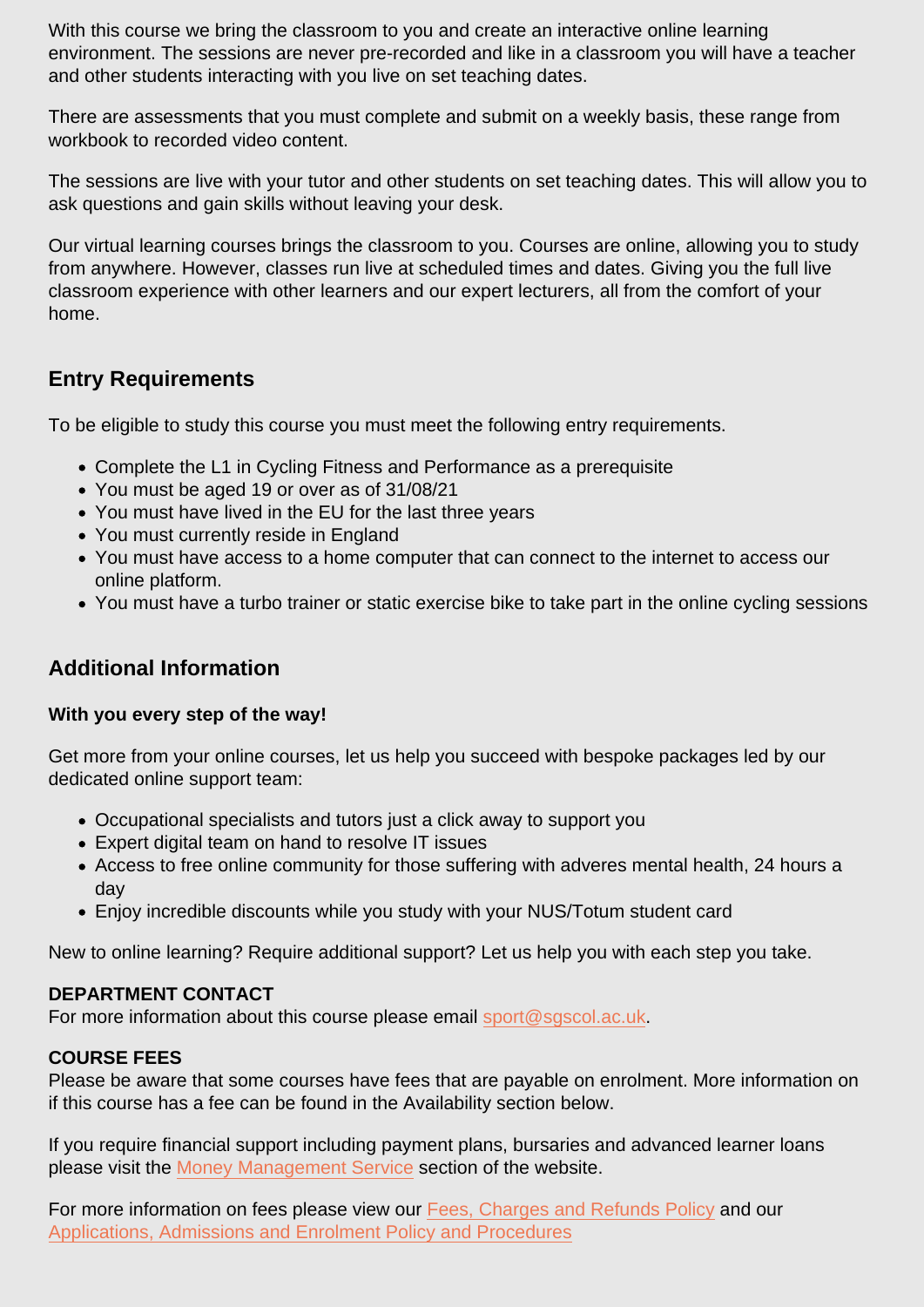With this course we bring the classroom to you and create an interactive online learning environment. The sessions are never pre-recorded and like in a classroom you will have a teacher and other students interacting with you live on set teaching dates.

There are assessments that you must complete and submit on a weekly basis, these range from workbook to recorded video content.

The sessions are live with your tutor and other students on set teaching dates. This will allow you to ask questions and gain skills without leaving your desk.

Our virtual learning courses brings the classroom to you. Courses are online, allowing you to study from anywhere. However, classes run live at scheduled times and dates. Giving you the full live classroom experience with other learners and our expert lecturers, all from the comfort of your home.

## Entry Requirements

To be eligible to study this course you must meet the following entry requirements.

- Complete the L1 in Cycling Fitness and Performance as a prerequisite
- You must be aged 19 or over as of 31/08/21
- You must have lived in the EU for the last three years
- You must currently reside in England
- You must have access to a home computer that can connect to the internet to access our online platform.
- You must have a turbo trainer or static exercise bike to take part in the online cycling sessions

## Additional Information

**With you every step of the way!**

Get more from your online courses, let us help you succeed with bespoke packages led by our dedicated online support team:

- Occupational specialists and tutors just a click away to support you
- Expert digital team on hand to resolve IT issues
- Access to free online community for those suffering with adveres mental health, 24 hours a day
- Enjoy incredible discounts while you study with your NUS/Totum student card

New to online learning? Require additional support? Let us help you with each step you take.

**DEPARTMENT CONTACT**
For more information about this course please email sport@sgscol.ac.uk.

**COURSE FEES**
Please be aware that some courses have fees that are payable on enrolment. More information on if this course has a fee can be found in the Availability section below.

If you require financial support including payment plans, bursaries and advanced learner loans please visit the Money Management Service section of the website.

For more information on fees please view our Fees, Charges and Refunds Policy and our Applications, Admissions and Enrolment Policy and Procedures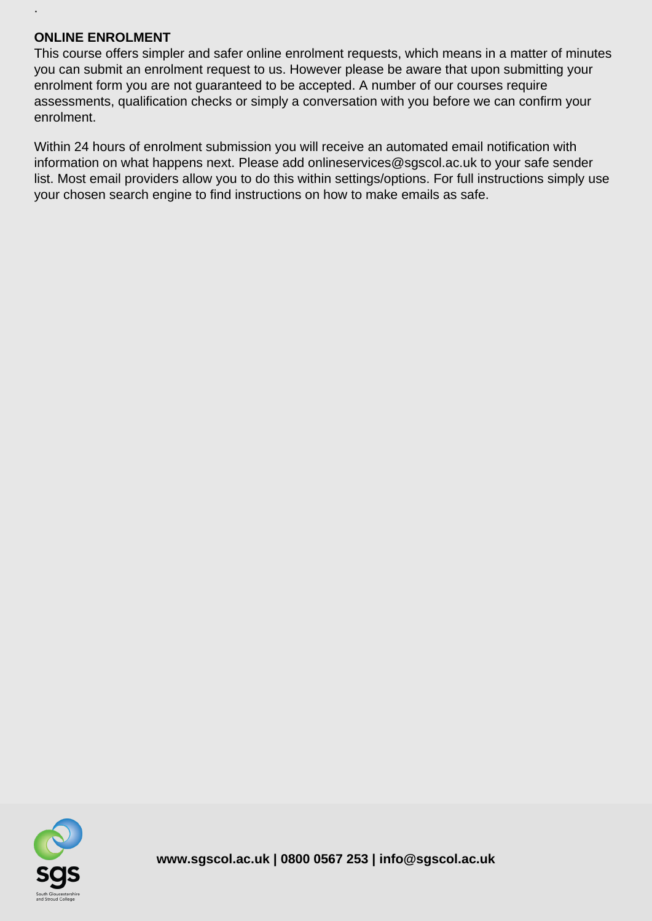## ONLINE ENROLMENT

This course offers simpler and safer online enrolment requests, which means in a matter of minutes you can submit an enrolment request to us. However please be aware that upon submitting your enrolment form you are not guaranteed to be accepted. A number of our courses require assessments, qualification checks or simply a conversation with you before we can confirm your enrolment.

Within 24 hours of enrolment submission you will receive an automated email notification with information on what happens next. Please add onlineservices@sgscol.ac.uk to your safe sender list. Most email providers allow you to do this within settings/options. For full instructions simply use your chosen search engine to find instructions on how to make emails as safe.